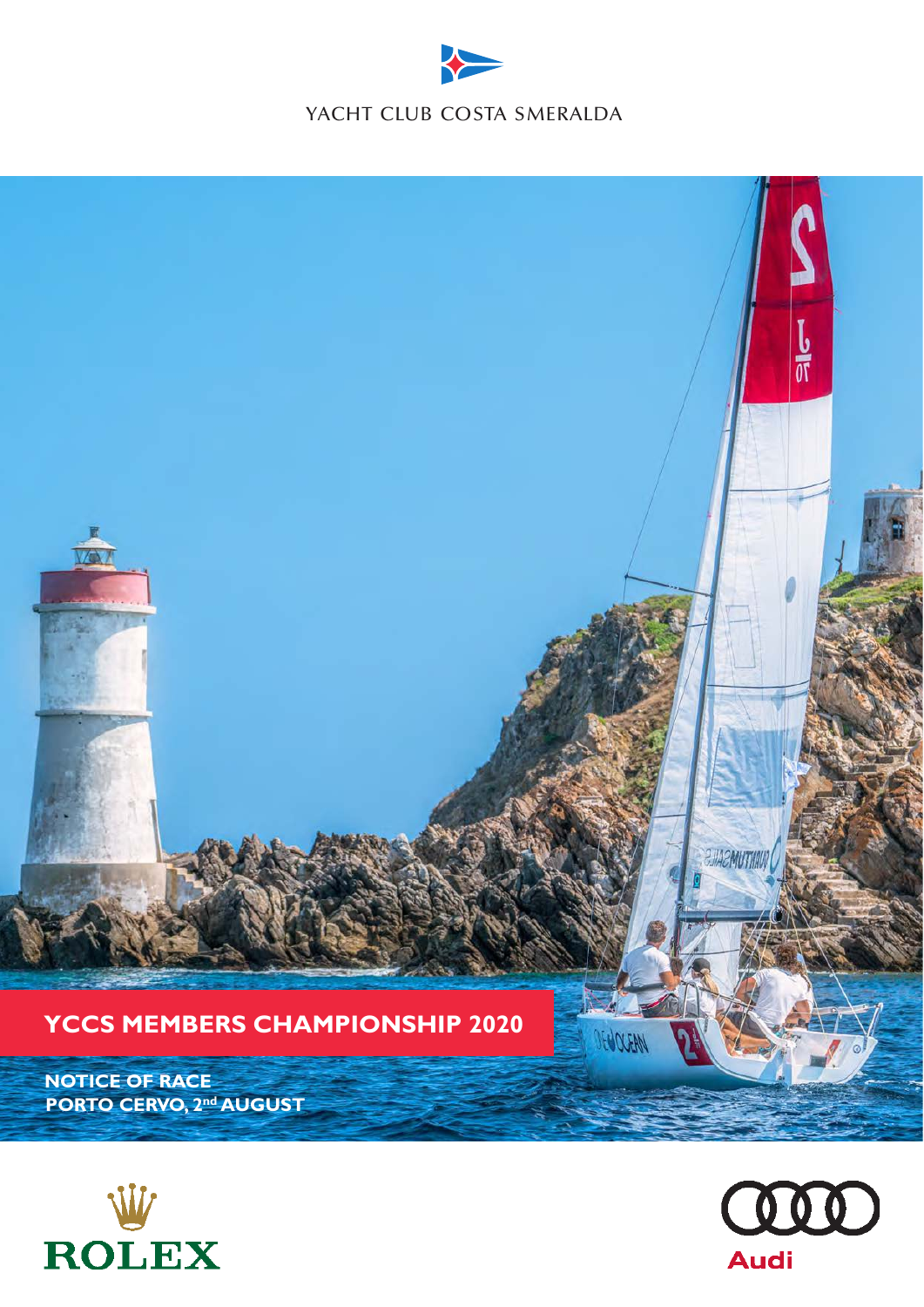YACHT CLUB COSTA SMERALDA

# YCCS MEMBERS CHAMPIONSHIP 2020

**NOTICE OF RACE**
**PORTO CERVO, 2nd AUGUST**

ROLEX

Audi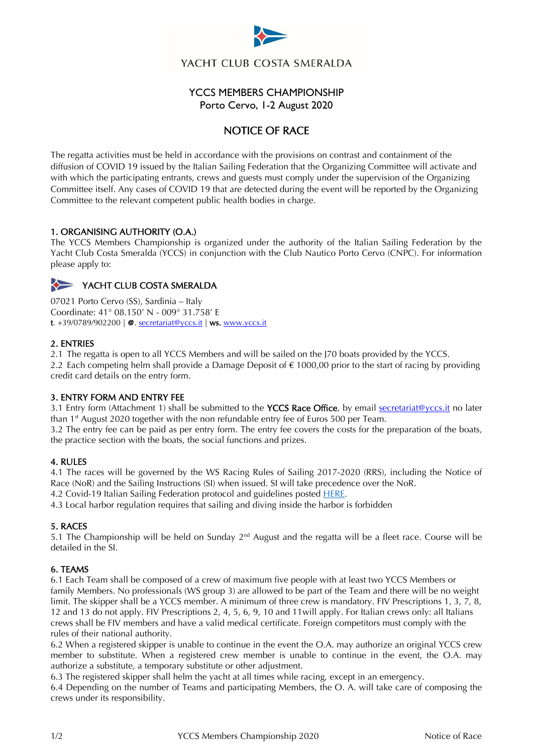YACHT CLUB COSTA SMERALDA

# YCCS MEMBERS CHAMPIONSHIP
Porto Cervo, 1-2 August 2020

## NOTICE OF RACE

The regatta activities must be held in accordance with the provisions on contrast and containment of the diffusion of COVID 19 issued by the Italian Sailing Federation that the Organizing Committee will activate and with which the participating entrants, crews and guests must comply under the supervision of the Organizing Committee itself. Any cases of COVID 19 that are detected during the event will be reported by the Organizing Committee to the relevant competent public health bodies in charge.

### 1. ORGANISING AUTHORITY (O.A.)

The YCCS Members Championship is organized under the authority of the Italian Sailing Federation by the Yacht Club Costa Smeralda (YCCS) in conjunction with the Club Nautico Porto Cervo (CNPC). For information please apply to:

**YACHT CLUB COSTA SMERALDA**

07021 Porto Cervo (SS), Sardinia – Italy
Coordinate: 41° 08.150' N - 009° 31.758' E
**t**. +39/0789/902200 | **@**. secretariat@yccs.it | **ws.** www.yccs.it

### 2. ENTRIES

2.1 The regatta is open to all YCCS Members and will be sailed on the J70 boats provided by the YCCS.
2.2 Each competing helm shall provide a Damage Deposit of € 1000,00 prior to the start of racing by providing credit card details on the entry form.

### 3. ENTRY FORM AND ENTRY FEE

3.1 Entry form (Attachment 1) shall be submitted to the **YCCS Race Office**, by email secretariat@yccs.it no later than 1st August 2020 together with the non refundable entry fee of Euros 500 per Team.
3.2 The entry fee can be paid as per entry form. The entry fee covers the costs for the preparation of the boats, the practice section with the boats, the social functions and prizes.

### 4. RULES

4.1 The races will be governed by the WS Racing Rules of Sailing 2017-2020 (RRS), including the Notice of Race (NoR) and the Sailing Instructions (SI) when issued. SI will take precedence over the NoR.
4.2 Covid-19 Italian Sailing Federation protocol and guidelines posted HERE.
4.3 Local harbor regulation requires that sailing and diving inside the harbor is forbidden

### 5. RACES

5.1 The Championship will be held on Sunday 2nd August and the regatta will be a fleet race. Course will be detailed in the SI.

### 6. TEAMS

6.1 Each Team shall be composed of a crew of maximum five people with at least two YCCS Members or family Members. No professionals (WS group 3) are allowed to be part of the Team and there will be no weight limit. The skipper shall be a YCCS member. A minimum of three crew is mandatory. FIV Prescriptions 1, 3, 7, 8, 12 and 13 do not apply. FIV Prescriptions 2, 4, 5, 6, 9, 10 and 11will apply. For Italian crews only: all Italians crews shall be FIV members and have a valid medical certificate. Foreign competitors must comply with the rules of their national authority.
6.2 When a registered skipper is unable to continue in the event the O.A. may authorize an original YCCS crew member to substitute. When a registered crew member is unable to continue in the event, the O.A. may authorize a substitute, a temporary substitute or other adjustment.
6.3 The registered skipper shall helm the yacht at all times while racing, except in an emergency.
6.4 Depending on the number of Teams and participating Members, the O. A. will take care of composing the crews under its responsibility.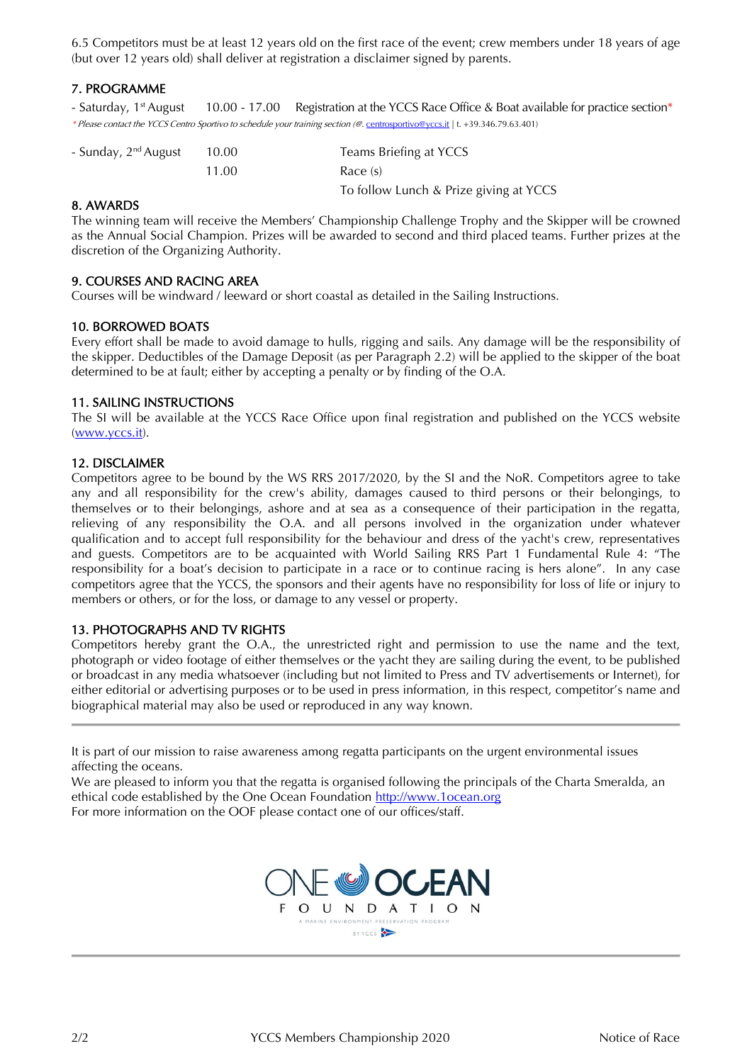6.5 Competitors must be at least 12 years old on the first race of the event; crew members under 18 years of age (but over 12 years old) shall deliver at registration a disclaimer signed by parents.

## 7. PROGRAMME

- Saturday, 1st August 10.00 - 17.00 Registration at the YCCS Race Office & Boat available for practice section*

*\* Please contact the YCCS Centro Sportivo to schedule your training section (@. centrosportivo@yccs.it | t. +39.346.79.63.401)*

| | | |
|---|---|---|
| - Sunday, 2nd August | 10.00 | Teams Briefing at YCCS |
| | 11.00 | Race (s) |
| | | To follow Lunch & Prize giving at YCCS |

## 8. AWARDS

The winning team will receive the Members' Championship Challenge Trophy and the Skipper will be crowned as the Annual Social Champion. Prizes will be awarded to second and third placed teams. Further prizes at the discretion of the Organizing Authority.

## 9. COURSES AND RACING AREA

Courses will be windward / leeward or short coastal as detailed in the Sailing Instructions.

## 10. BORROWED BOATS

Every effort shall be made to avoid damage to hulls, rigging and sails. Any damage will be the responsibility of the skipper. Deductibles of the Damage Deposit (as per Paragraph 2.2) will be applied to the skipper of the boat determined to be at fault; either by accepting a penalty or by finding of the O.A.

## 11. SAILING INSTRUCTIONS

The SI will be available at the YCCS Race Office upon final registration and published on the YCCS website (www.yccs.it).

## 12. DISCLAIMER

Competitors agree to be bound by the WS RRS 2017/2020, by the SI and the NoR. Competitors agree to take any and all responsibility for the crew's ability, damages caused to third persons or their belongings, to themselves or to their belongings, ashore and at sea as a consequence of their participation in the regatta, relieving of any responsibility the O.A. and all persons involved in the organization under whatever qualification and to accept full responsibility for the behaviour and dress of the yacht's crew, representatives and guests. Competitors are to be acquainted with World Sailing RRS Part 1 Fundamental Rule 4: "The responsibility for a boat's decision to participate in a race or to continue racing is hers alone". In any case competitors agree that the YCCS, the sponsors and their agents have no responsibility for loss of life or injury to members or others, or for the loss, or damage to any vessel or property.

## 13. PHOTOGRAPHS AND TV RIGHTS

Competitors hereby grant the O.A., the unrestricted right and permission to use the name and the text, photograph or video footage of either themselves or the yacht they are sailing during the event, to be published or broadcast in any media whatsoever (including but not limited to Press and TV advertisements or Internet), for either editorial or advertising purposes or to be used in press information, in this respect, competitor's name and biographical material may also be used or reproduced in any way known.

---

It is part of our mission to raise awareness among regatta participants on the urgent environmental issues affecting the oceans.
We are pleased to inform you that the regatta is organised following the principals of the Charta Smeralda, an ethical code established by the One Ocean Foundation http://www.1ocean.org
For more information on the OOF please contact one of our offices/staff.

ONE OCEAN FOUNDATION
A MARINE ENVIRONMENT PRESERVATION PROGRAM
BY YCCS

---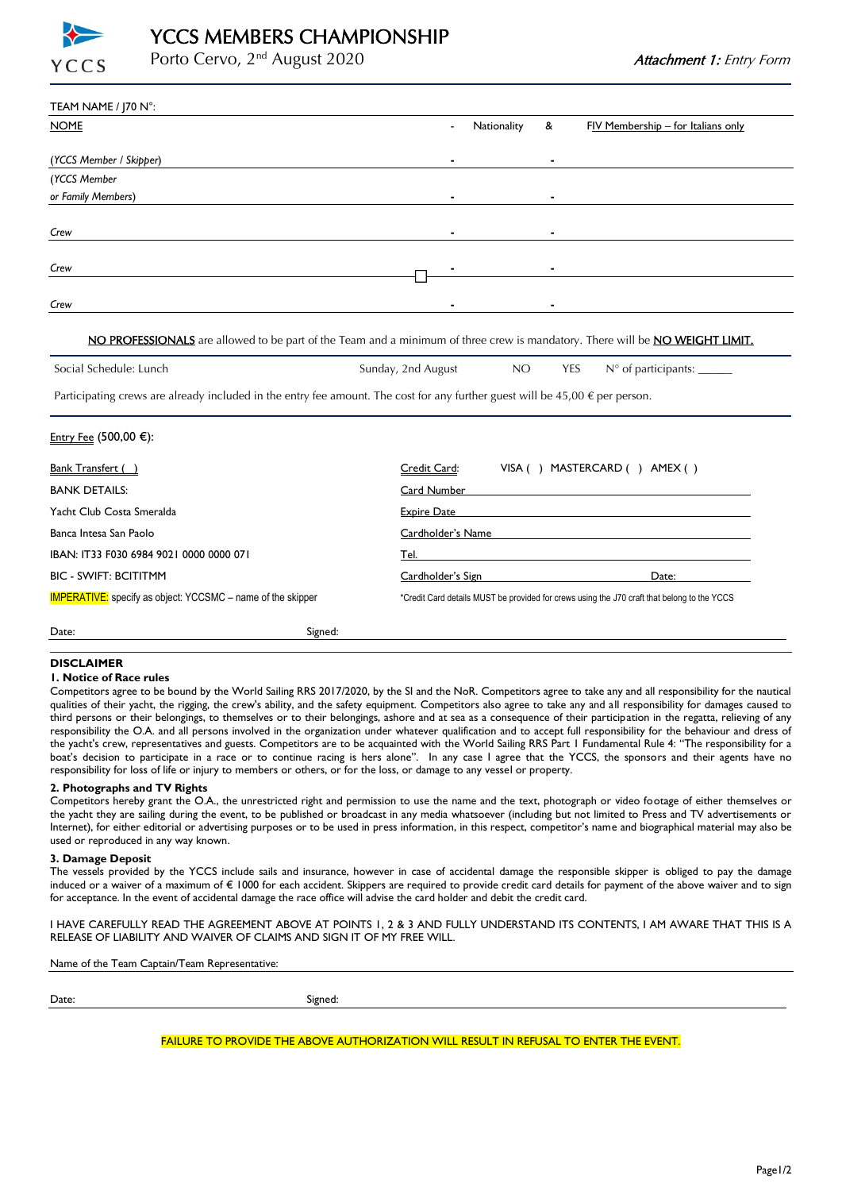# YCCS MEMBERS CHAMPIONSHIP

Porto Cervo, 2nd August 2020

*Attachment 1: Entry Form*

TEAM NAME / J70 N°:

| NOME | - Nationality | & FIV Membership – for Italians only |
|---|---|---|
| *(YCCS Member / Skipper)* | - | - |
| *(YCCS Member or Family Members)* | - | - |
| *Crew* | - | - |
| *Crew* | - | - |
| *Crew* | - | - |

NO PROFESSIONALS are allowed to be part of the Team and a minimum of three crew is mandatory. There will be NO WEIGHT LIMIT.

Social Schedule: Lunch    Sunday, 2nd August    NO    YES    N° of participants: ______

Participating crews are already included in the entry fee amount. The cost for any further guest will be 45,00 € per person.

Entry Fee (500,00 €):

| | |
|---|---|
| Bank Transfert ( ) | Credit Card: VISA ( ) MASTERCARD ( ) AMEX ( ) |
| BANK DETAILS: | Card Number |
| Yacht Club Costa Smeralda | Expire Date |
| Banca Intesa San Paolo | Cardholder's Name |
| IBAN: IT33 F030 6984 9021 0000 0000 071 | Tel. |
| BIC - SWIFT: BCITITMM | Cardholder's Sign    Date: |
| IMPERATIVE: specify as object: YCCSMC – name of the skipper | *Credit Card details MUST be provided for crews using the J70 craft that belong to the YCCS |

Date:    Signed:

## DISCLAIMER

### 1. Notice of Race rules

Competitors agree to be bound by the World Sailing RRS 2017/2020, by the SI and the NoR. Competitors agree to take any and all responsibility for the nautical qualities of their yacht, the rigging, the crew's ability, and the safety equipment. Competitors also agree to take any and all responsibility for damages caused to third persons or their belongings, to themselves or to their belongings, ashore and at sea as a consequence of their participation in the regatta, relieving of any responsibility the O.A. and all persons involved in the organization under whatever qualification and to accept full responsibility for the behaviour and dress of the yacht's crew, representatives and guests. Competitors are to be acquainted with the World Sailing RRS Part 1 Fundamental Rule 4: "The responsibility for a boat's decision to participate in a race or to continue racing is hers alone". In any case I agree that the YCCS, the sponsors and their agents have no responsibility for loss of life or injury to members or others, or for the loss, or damage to any vessel or property.

### 2. Photographs and TV Rights

Competitors hereby grant the O.A., the unrestricted right and permission to use the name and the text, photograph or video footage of either themselves or the yacht they are sailing during the event, to be published or broadcast in any media whatsoever (including but not limited to Press and TV advertisements or Internet), for either editorial or advertising purposes or to be used in press information, in this respect, competitor's name and biographical material may also be used or reproduced in any way known.

### 3. Damage Deposit

The vessels provided by the YCCS include sails and insurance, however in case of accidental damage the responsible skipper is obliged to pay the damage induced or a waiver of a maximum of € 1000 for each accident. Skippers are required to provide credit card details for payment of the above waiver and to sign for acceptance. In the event of accidental damage the race office will advise the card holder and debit the credit card.

I HAVE CAREFULLY READ THE AGREEMENT ABOVE AT POINTS 1, 2 & 3 AND FULLY UNDERSTAND ITS CONTENTS, I AM AWARE THAT THIS IS A RELEASE OF LIABILITY AND WAIVER OF CLAIMS AND SIGN IT OF MY FREE WILL.

Name of the Team Captain/Team Representative:

Date:    Signed:

FAILURE TO PROVIDE THE ABOVE AUTHORIZATION WILL RESULT IN REFUSAL TO ENTER THE EVENT.